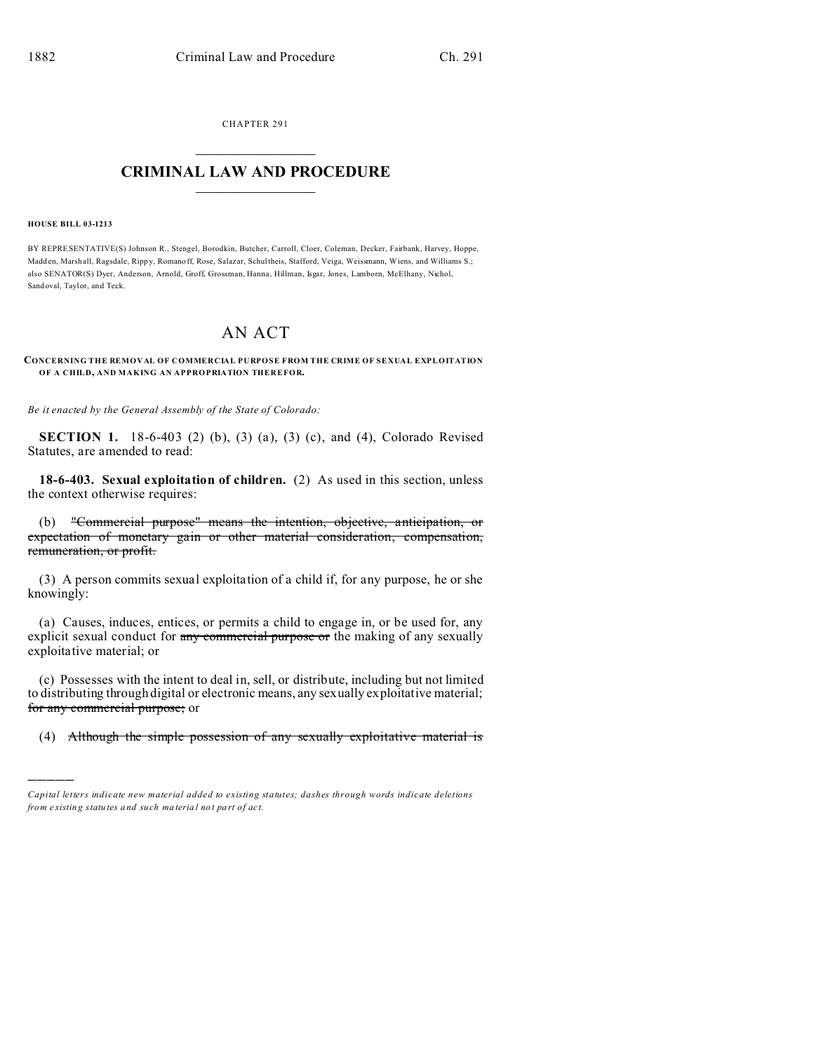CHAPTER 291

# CRIMINAL LAW AND PROCEDURE

**HOUSE BILL 03-1213**

BY REPRESENTATIVE(S) Johnson R., Stengel, Borodkin, Butcher, Carroll, Cloer, Coleman, Decker, Fairbank, Harvey, Hoppe, Madden, Marshall, Ragsdale, Rippy, Romanoff, Rose, Salazar, Schultheis, Stafford, Veiga, Weissmann, Wiens, and Williams S.; also SENATOR(S) Dyer, Anderson, Arnold, Groff, Grossman, Hanna, Hillman, Isgar, Jones, Lamborn, McElhany, Nichol, Sandoval, Taylor, and Teck.

## AN ACT

**CONCERNING THE REMOVAL OF COMMERCIAL PURPOSE FROM THE CRIME OF SEXUAL EXPLOITATION OF A CHILD, AND MAKING AN APPROPRIATION THEREFOR.**

*Be it enacted by the General Assembly of the State of Colorado:*

**SECTION 1.** 18-6-403 (2) (b), (3) (a), (3) (c), and (4), Colorado Revised Statutes, are amended to read:

**18-6-403. Sexual exploitation of children.** (2) As used in this section, unless the context otherwise requires:

(b) ~~"Commercial purpose" means the intention, objective, anticipation, or expectation of monetary gain or other material consideration, compensation, remuneration, or profit.~~

(3) A person commits sexual exploitation of a child if, for any purpose, he or she knowingly:

(a) Causes, induces, entices, or permits a child to engage in, or be used for, any explicit sexual conduct for ~~any commercial purpose or~~ the making of any sexually exploitative material; or

(c) Possesses with the intent to deal in, sell, or distribute, including but not limited to distributing through digital or electronic means, any sexually exploitative material; ~~for any commercial purpose;~~ or

(4) ~~Although the simple possession of any sexually exploitative material is~~

---

*Capital letters indicate new material added to existing statutes; dashes through words indicate deletions from existing statutes and such material not part of act.*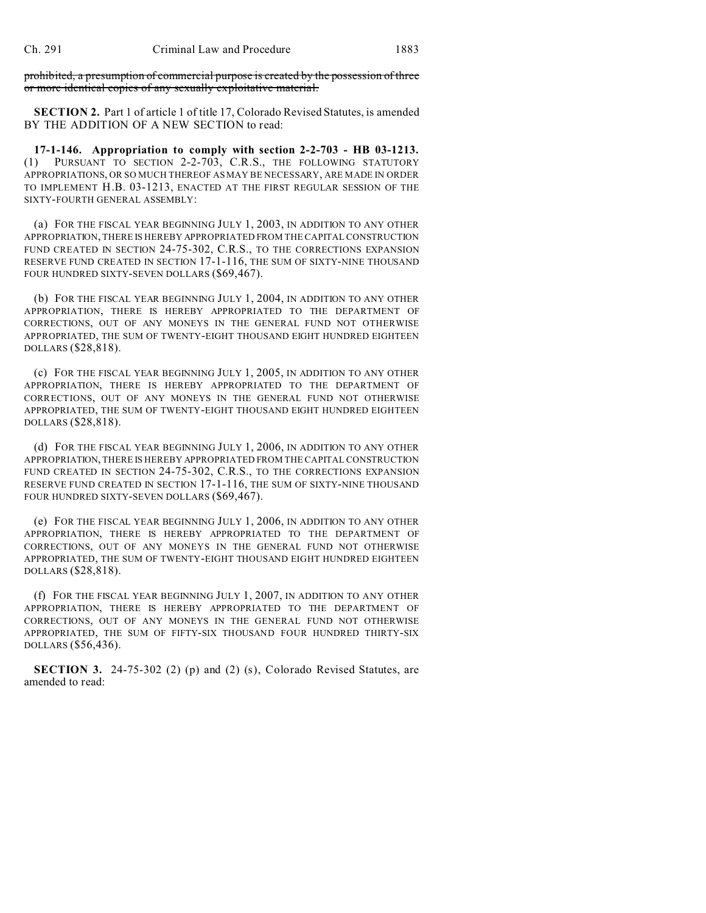~~prohibited, a presumption of commercial purpose is created by the possession of three or more identical copies of any sexually exploitative material.~~

**SECTION 2.** Part 1 of article 1 of title 17, Colorado Revised Statutes, is amended BY THE ADDITION OF A NEW SECTION to read:

**17-1-146. Appropriation to comply with section 2-2-703 - HB 03-1213.** (1) PURSUANT TO SECTION 2-2-703, C.R.S., THE FOLLOWING STATUTORY APPROPRIATIONS, OR SO MUCH THEREOF AS MAY BE NECESSARY, ARE MADE IN ORDER TO IMPLEMENT H.B. 03-1213, ENACTED AT THE FIRST REGULAR SESSION OF THE SIXTY-FOURTH GENERAL ASSEMBLY:

(a) FOR THE FISCAL YEAR BEGINNING JULY 1, 2003, IN ADDITION TO ANY OTHER APPROPRIATION, THERE IS HEREBY APPROPRIATED FROM THE CAPITAL CONSTRUCTION FUND CREATED IN SECTION 24-75-302, C.R.S., TO THE CORRECTIONS EXPANSION RESERVE FUND CREATED IN SECTION 17-1-116, THE SUM OF SIXTY-NINE THOUSAND FOUR HUNDRED SIXTY-SEVEN DOLLARS ($69,467).

(b) FOR THE FISCAL YEAR BEGINNING JULY 1, 2004, IN ADDITION TO ANY OTHER APPROPRIATION, THERE IS HEREBY APPROPRIATED TO THE DEPARTMENT OF CORRECTIONS, OUT OF ANY MONEYS IN THE GENERAL FUND NOT OTHERWISE APPROPRIATED, THE SUM OF TWENTY-EIGHT THOUSAND EIGHT HUNDRED EIGHTEEN DOLLARS ($28,818).

(c) FOR THE FISCAL YEAR BEGINNING JULY 1, 2005, IN ADDITION TO ANY OTHER APPROPRIATION, THERE IS HEREBY APPROPRIATED TO THE DEPARTMENT OF CORRECTIONS, OUT OF ANY MONEYS IN THE GENERAL FUND NOT OTHERWISE APPROPRIATED, THE SUM OF TWENTY-EIGHT THOUSAND EIGHT HUNDRED EIGHTEEN DOLLARS ($28,818).

(d) FOR THE FISCAL YEAR BEGINNING JULY 1, 2006, IN ADDITION TO ANY OTHER APPROPRIATION, THERE IS HEREBY APPROPRIATED FROM THE CAPITAL CONSTRUCTION FUND CREATED IN SECTION 24-75-302, C.R.S., TO THE CORRECTIONS EXPANSION RESERVE FUND CREATED IN SECTION 17-1-116, THE SUM OF SIXTY-NINE THOUSAND FOUR HUNDRED SIXTY-SEVEN DOLLARS ($69,467).

(e) FOR THE FISCAL YEAR BEGINNING JULY 1, 2006, IN ADDITION TO ANY OTHER APPROPRIATION, THERE IS HEREBY APPROPRIATED TO THE DEPARTMENT OF CORRECTIONS, OUT OF ANY MONEYS IN THE GENERAL FUND NOT OTHERWISE APPROPRIATED, THE SUM OF TWENTY-EIGHT THOUSAND EIGHT HUNDRED EIGHTEEN DOLLARS ($28,818).

(f) FOR THE FISCAL YEAR BEGINNING JULY 1, 2007, IN ADDITION TO ANY OTHER APPROPRIATION, THERE IS HEREBY APPROPRIATED TO THE DEPARTMENT OF CORRECTIONS, OUT OF ANY MONEYS IN THE GENERAL FUND NOT OTHERWISE APPROPRIATED, THE SUM OF FIFTY-SIX THOUSAND FOUR HUNDRED THIRTY-SIX DOLLARS ($56,436).

**SECTION 3.** 24-75-302 (2) (p) and (2) (s), Colorado Revised Statutes, are amended to read: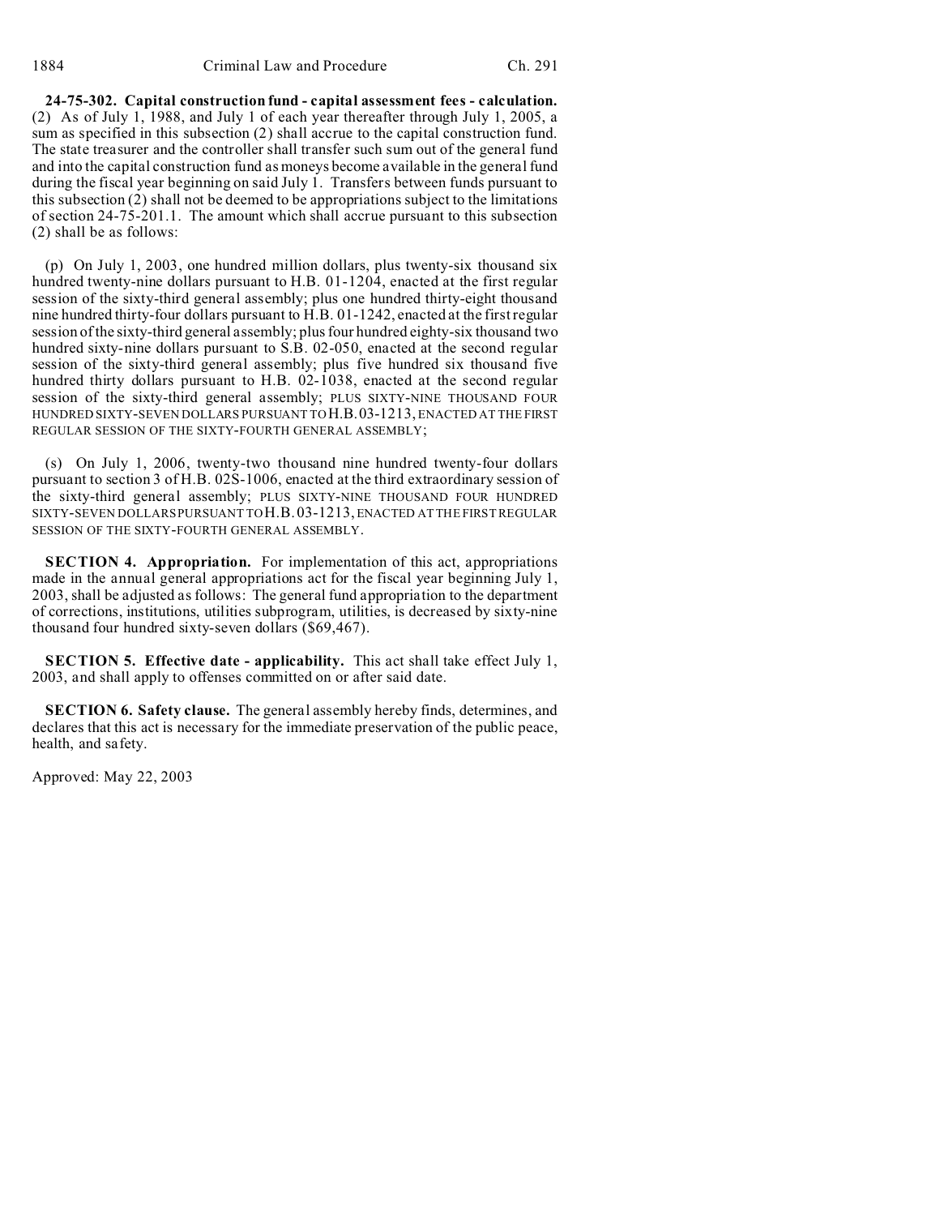**24-75-302. Capital construction fund - capital assessment fees - calculation.** (2) As of July 1, 1988, and July 1 of each year thereafter through July 1, 2005, a sum as specified in this subsection (2) shall accrue to the capital construction fund. The state treasurer and the controller shall transfer such sum out of the general fund and into the capital construction fund as moneys become available in the general fund during the fiscal year beginning on said July 1. Transfers between funds pursuant to this subsection (2) shall not be deemed to be appropriations subject to the limitations of section 24-75-201.1. The amount which shall accrue pursuant to this subsection (2) shall be as follows:

(p) On July 1, 2003, one hundred million dollars, plus twenty-six thousand six hundred twenty-nine dollars pursuant to H.B. 01-1204, enacted at the first regular session of the sixty-third general assembly; plus one hundred thirty-eight thousand nine hundred thirty-four dollars pursuant to H.B. 01-1242, enacted at the first regular session of the sixty-third general assembly; plus four hundred eighty-six thousand two hundred sixty-nine dollars pursuant to S.B. 02-050, enacted at the second regular session of the sixty-third general assembly; plus five hundred six thousand five hundred thirty dollars pursuant to H.B. 02-1038, enacted at the second regular session of the sixty-third general assembly; PLUS SIXTY-NINE THOUSAND FOUR HUNDRED SIXTY-SEVEN DOLLARS PURSUANT TO H.B. 03-1213, ENACTED AT THE FIRST REGULAR SESSION OF THE SIXTY-FOURTH GENERAL ASSEMBLY;

(s) On July 1, 2006, twenty-two thousand nine hundred twenty-four dollars pursuant to section 3 of H.B. 02S-1006, enacted at the third extraordinary session of the sixty-third general assembly; PLUS SIXTY-NINE THOUSAND FOUR HUNDRED SIXTY-SEVEN DOLLARS PURSUANT TO H.B. 03-1213, ENACTED AT THE FIRST REGULAR SESSION OF THE SIXTY-FOURTH GENERAL ASSEMBLY.

**SECTION 4. Appropriation.** For implementation of this act, appropriations made in the annual general appropriations act for the fiscal year beginning July 1, 2003, shall be adjusted as follows: The general fund appropriation to the department of corrections, institutions, utilities subprogram, utilities, is decreased by sixty-nine thousand four hundred sixty-seven dollars ($69,467).

**SECTION 5. Effective date - applicability.** This act shall take effect July 1, 2003, and shall apply to offenses committed on or after said date.

**SECTION 6. Safety clause.** The general assembly hereby finds, determines, and declares that this act is necessary for the immediate preservation of the public peace, health, and safety.

Approved: May 22, 2003